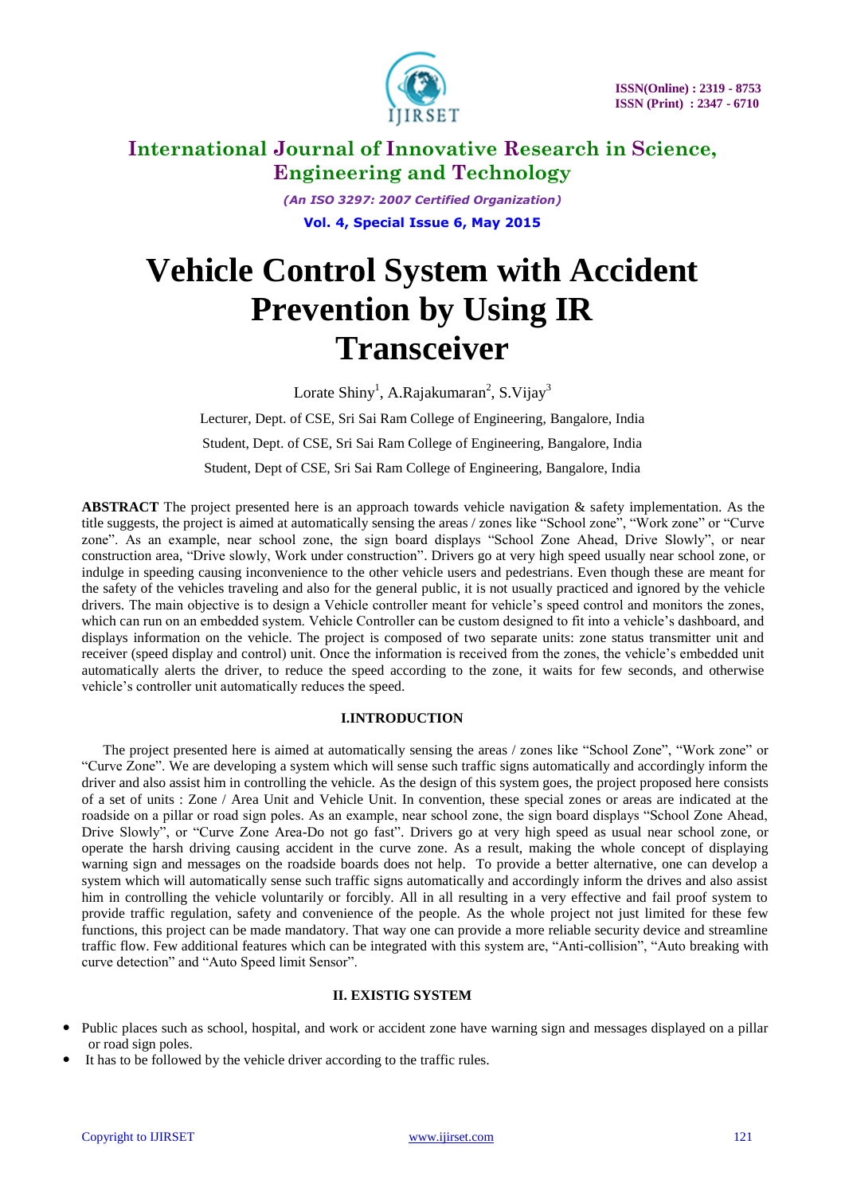# Vehicle Control System with Accident Prevention by Using IR Transceiver

Lorate Shiny[1], A.Rajakumaran[2], S.Vijay[3]

Lecturer, Dept. of CSE, Sri Sai Ram College of Engineering, Bangalore, India

Student, Dept. of CSE, Sri Sai Ram College of Engineering, Bangalore, India

Student, Dept of CSE, Sri Sai Ram College of Engineering, Bangalore, India

**ABSTRACT** The project presented here is an approach towards vehicle navigation & safety implementation. As the title suggests, the project is aimed at automatically sensing the areas / zones like "School zone", "Work zone" or "Curve zone". As an example, near school zone, the sign board displays "School Zone Ahead, Drive Slowly", or near construction area, "Drive slowly, Work under construction". Drivers go at very high speed usually near school zone, or indulge in speeding causing inconvenience to the other vehicle users and pedestrians. Even though these are meant for the safety of the vehicles traveling and also for the general public, it is not usually practiced and ignored by the vehicle drivers. The main objective is to design a Vehicle controller meant for vehicle's speed control and monitors the zones, which can run on an embedded system. Vehicle Controller can be custom designed to fit into a vehicle's dashboard, and displays information on the vehicle. The project is composed of two separate units: zone status transmitter unit and receiver (speed display and control) unit. Once the information is received from the zones, the vehicle's embedded unit automatically alerts the driver, to reduce the speed according to the zone, it waits for few seconds, and otherwise vehicle's controller unit automatically reduces the speed.

## I.INTRODUCTION

The project presented here is aimed at automatically sensing the areas / zones like "School Zone", "Work zone" or "Curve Zone". We are developing a system which will sense such traffic signs automatically and accordingly inform the driver and also assist him in controlling the vehicle. As the design of this system goes, the project proposed here consists of a set of units : Zone / Area Unit and Vehicle Unit. In convention, these special zones or areas are indicated at the roadside on a pillar or road sign poles. As an example, near school zone, the sign board displays "School Zone Ahead, Drive Slowly", or "Curve Zone Area-Do not go fast". Drivers go at very high speed as usual near school zone, or operate the harsh driving causing accident in the curve zone. As a result, making the whole concept of displaying warning sign and messages on the roadside boards does not help. To provide a better alternative, one can develop a system which will automatically sense such traffic signs automatically and accordingly inform the drives and also assist him in controlling the vehicle voluntarily or forcibly. All in all resulting in a very effective and fail proof system to provide traffic regulation, safety and convenience of the people. As the whole project not just limited for these few functions, this project can be made mandatory. That way one can provide a more reliable security device and streamline traffic flow. Few additional features which can be integrated with this system are, "Anti-collision", "Auto breaking with curve detection" and "Auto Speed limit Sensor".

## II. EXISTIG SYSTEM

- Public places such as school, hospital, and work or accident zone have warning sign and messages displayed on a pillar or road sign poles.
- It has to be followed by the vehicle driver according to the traffic rules.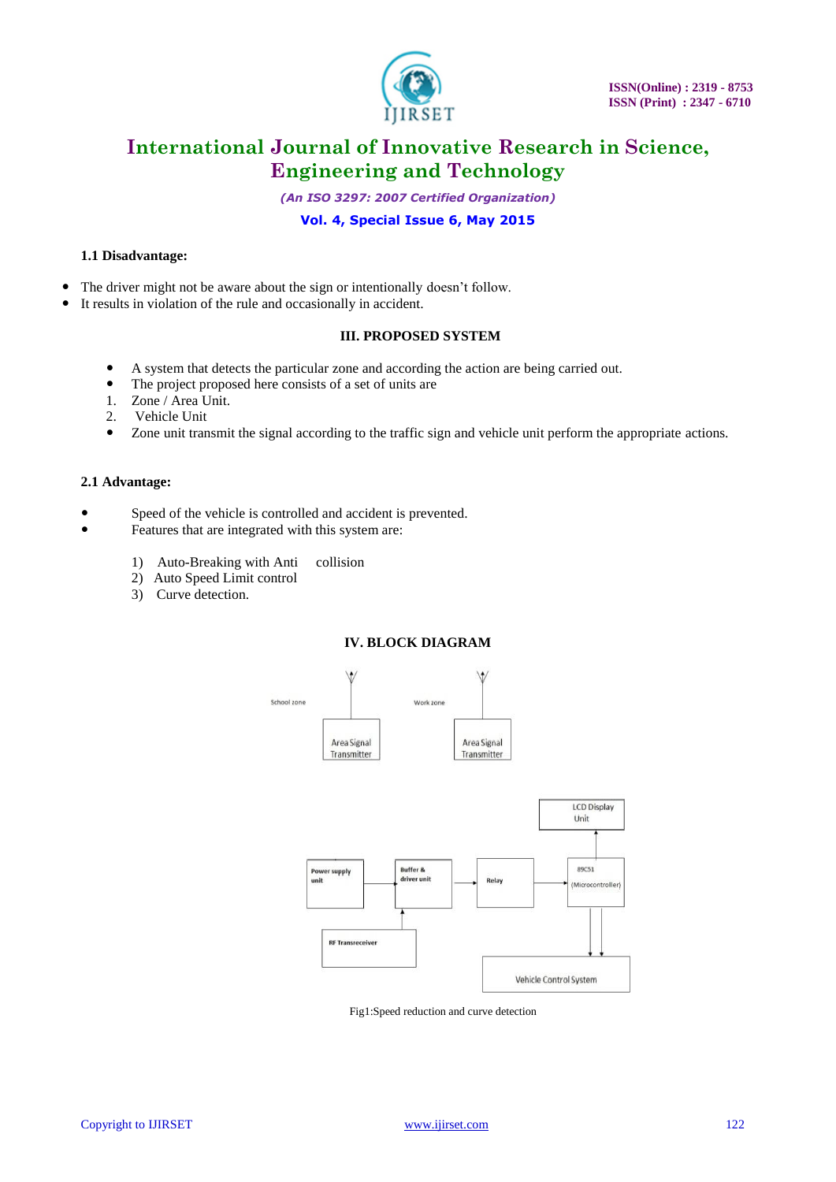### 1.1 Disadvantage:

- The driver might not be aware about the sign or intentionally doesn't follow.
- It results in violation of the rule and occasionally in accident.

## III. PROPOSED SYSTEM

- A system that detects the particular zone and according the action are being carried out.
- The project proposed here consists of a set of units are

1. Zone / Area Unit.
2. Vehicle Unit

- Zone unit transmit the signal according to the traffic sign and vehicle unit perform the appropriate actions.

### 2.1 Advantage:

- Speed of the vehicle is controlled and accident is prevented.
- Features that are integrated with this system are:

1) Auto-Breaking with Anti collision
2) Auto Speed Limit control
3) Curve detection.

## IV. BLOCK DIAGRAM

School zone

Area Signal Transmitter

Work zone

Area Signal Transmitter

LCD Display Unit

Power supply unit

Buffer & driver unit

Relay

89C51 (Microcontroller)

RF Transreceiver

Vehicle Control System

Fig1:Speed reduction and curve detection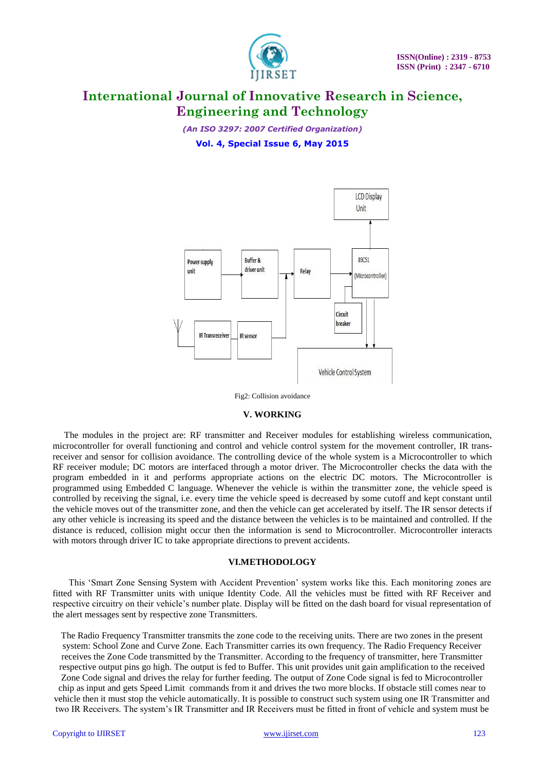Fig2: Collision avoidance

## V. WORKING

The modules in the project are: RF transmitter and Receiver modules for establishing wireless communication, microcontroller for overall functioning and control and vehicle control system for the movement controller, IR trans-receiver and sensor for collision avoidance. The controlling device of the whole system is a Microcontroller to which RF receiver module; DC motors are interfaced through a motor driver. The Microcontroller checks the data with the program embedded in it and performs appropriate actions on the electric DC motors. The Microcontroller is programmed using Embedded C language. Whenever the vehicle is within the transmitter zone, the vehicle speed is controlled by receiving the signal, i.e. every time the vehicle speed is decreased by some cutoff and kept constant until the vehicle moves out of the transmitter zone, and then the vehicle can get accelerated by itself. The IR sensor detects if any other vehicle is increasing its speed and the distance between the vehicles is to be maintained and controlled. If the distance is reduced, collision might occur then the information is send to Microcontroller. Microcontroller interacts with motors through driver IC to take appropriate directions to prevent accidents.

## VI.METHODOLOGY

This 'Smart Zone Sensing System with Accident Prevention' system works like this. Each monitoring zones are fitted with RF Transmitter units with unique Identity Code. All the vehicles must be fitted with RF Receiver and respective circuitry on their vehicle's number plate. Display will be fitted on the dash board for visual representation of the alert messages sent by respective zone Transmitters.

The Radio Frequency Transmitter transmits the zone code to the receiving units. There are two zones in the present system: School Zone and Curve Zone. Each Transmitter carries its own frequency. The Radio Frequency Receiver receives the Zone Code transmitted by the Transmitter. According to the frequency of transmitter, here Transmitter respective output pins go high. The output is fed to Buffer. This unit provides unit gain amplification to the received Zone Code signal and drives the relay for further feeding. The output of Zone Code signal is fed to Microcontroller chip as input and gets Speed Limit commands from it and drives the two more blocks. If obstacle still comes near to vehicle then it must stop the vehicle automatically. It is possible to construct such system using one IR Transmitter and two IR Receivers. The system's IR Transmitter and IR Receivers must be fitted in front of vehicle and system must be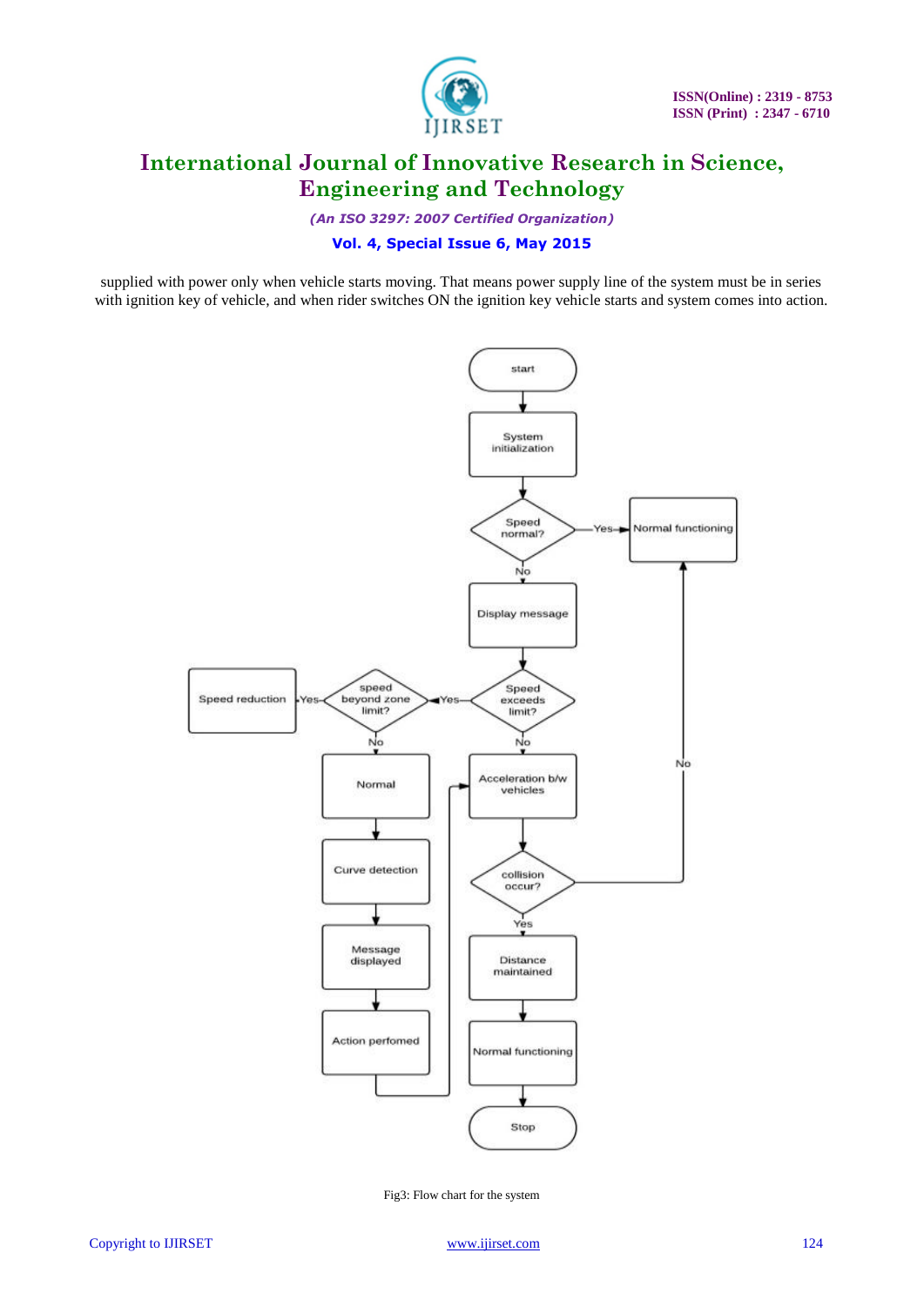supplied with power only when vehicle starts moving. That means power supply line of the system must be in series with ignition key of vehicle, and when rider switches ON the ignition key vehicle starts and system comes into action.

Fig3: Flow chart for the system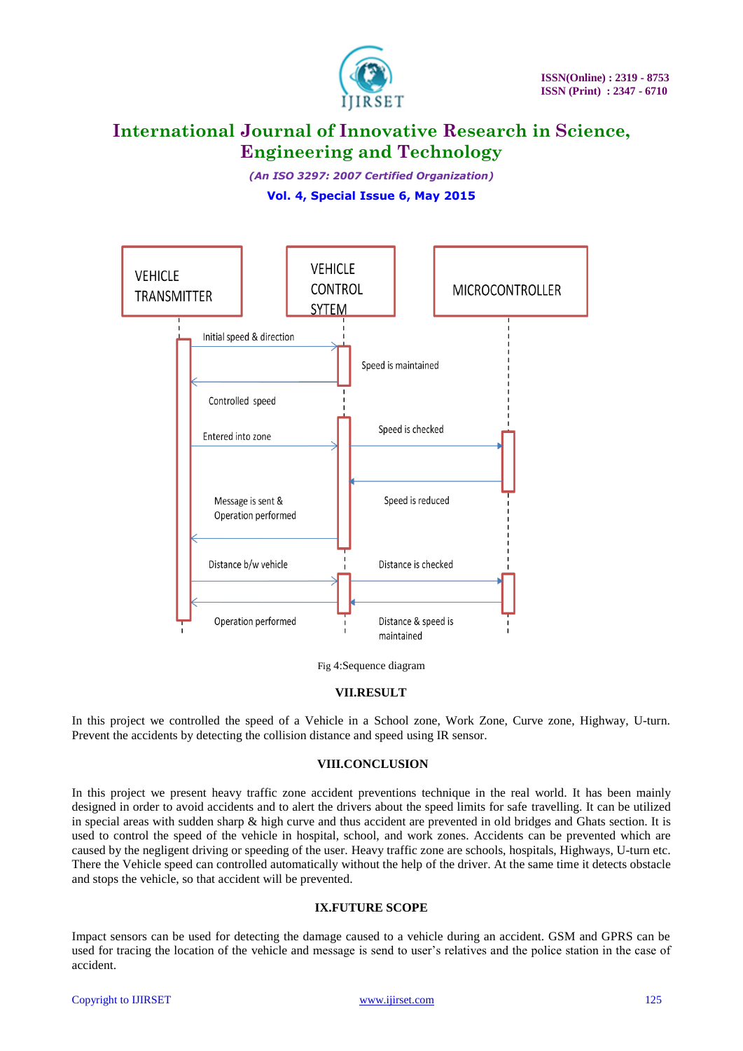Fig 4:Sequence diagram

## VII.RESULT

In this project we controlled the speed of a Vehicle in a School zone, Work Zone, Curve zone, Highway, U-turn. Prevent the accidents by detecting the collision distance and speed using IR sensor.

## VIII.CONCLUSION

In this project we present heavy traffic zone accident preventions technique in the real world. It has been mainly designed in order to avoid accidents and to alert the drivers about the speed limits for safe travelling. It can be utilized in special areas with sudden sharp & high curve and thus accident are prevented in old bridges and Ghats section. It is used to control the speed of the vehicle in hospital, school, and work zones. Accidents can be prevented which are caused by the negligent driving or speeding of the user. Heavy traffic zone are schools, hospitals, Highways, U-turn etc. There the Vehicle speed can controlled automatically without the help of the driver. At the same time it detects obstacle and stops the vehicle, so that accident will be prevented.

## IX.FUTURE SCOPE

Impact sensors can be used for detecting the damage caused to a vehicle during an accident. GSM and GPRS can be used for tracing the location of the vehicle and message is send to user's relatives and the police station in the case of accident.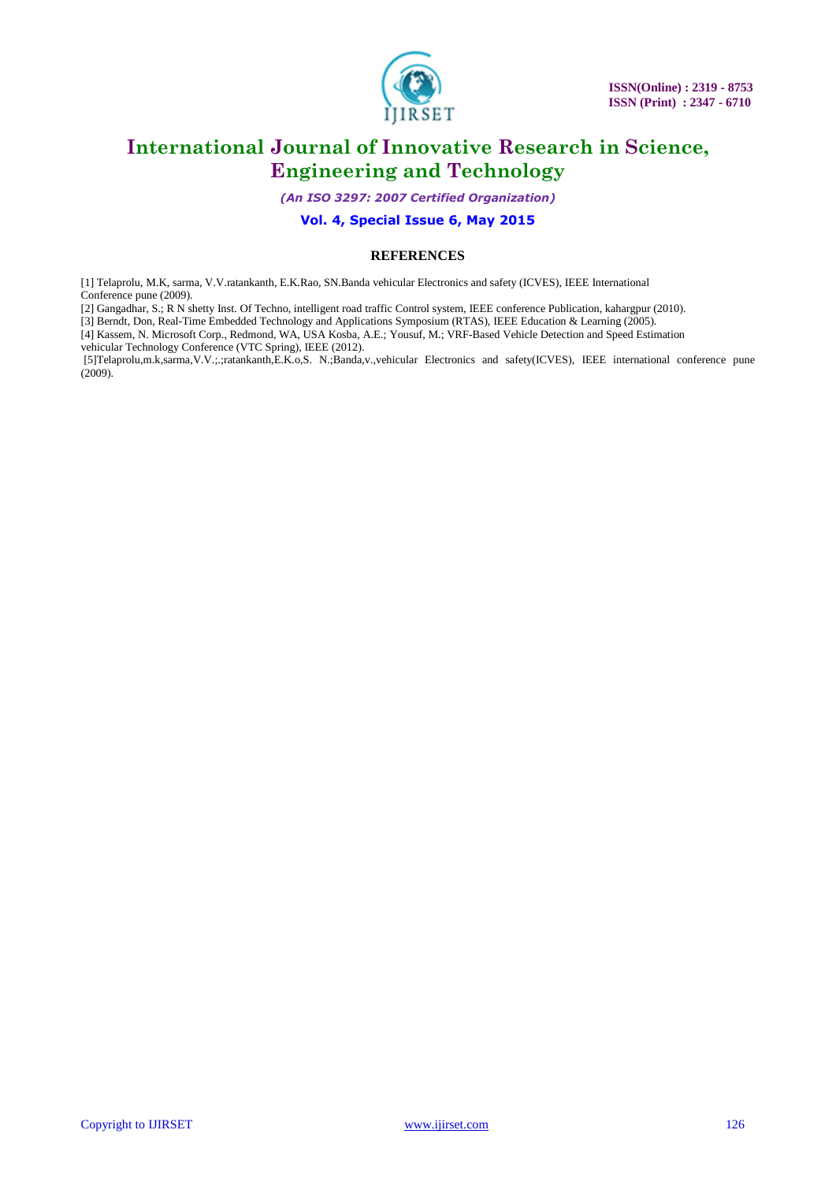## REFERENCES

[1] Telaprolu, M.K, sarma, V.V.ratankanth, E.K.Rao, SN.Banda vehicular Electronics and safety (ICVES), IEEE International Conference pune (2009).

[2] Gangadhar, S.; R N shetty Inst. Of Techno, intelligent road traffic Control system, IEEE conference Publication, kahargpur (2010).

[3] Berndt, Don, Real-Time Embedded Technology and Applications Symposium (RTAS), IEEE Education & Learning (2005).

[4] Kassem, N. Microsoft Corp., Redmond, WA, USA Kosba, A.E.; Yousuf, M.; VRF-Based Vehicle Detection and Speed Estimation vehicular Technology Conference (VTC Spring), IEEE (2012).

[5]Telaprolu,m.k,sarma,V.V.;.;ratankanth,E.K.o,S. N.;Banda,v.,vehicular Electronics and safety(ICVES), IEEE international conference pune (2009).